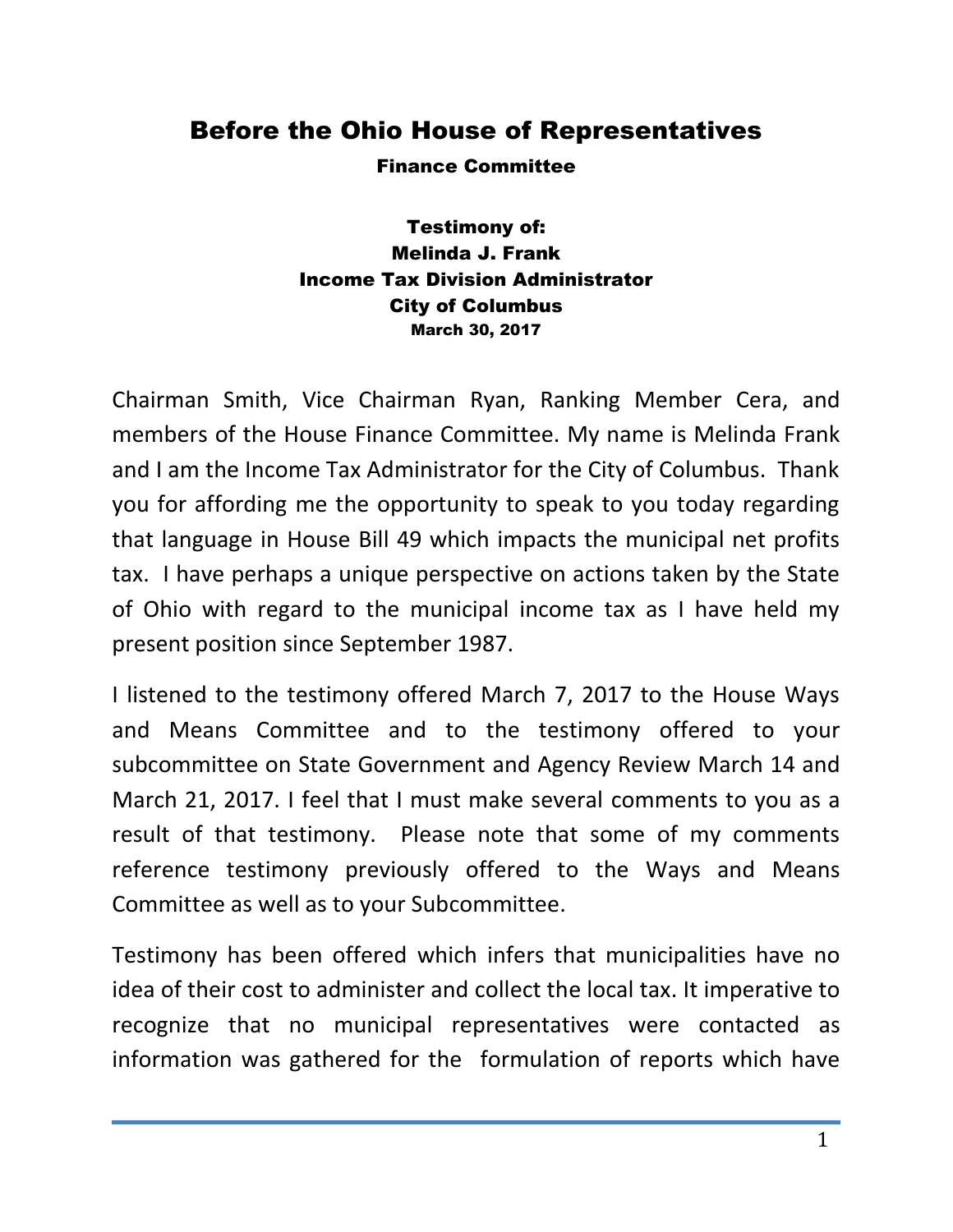# Before the Ohio House of Representatives

### Finance Committee

**Testimony of:**
**Melinda J. Frank**
**Income Tax Division Administrator**
**City of Columbus**
**March 30, 2017**

Chairman Smith, Vice Chairman Ryan, Ranking Member Cera, and members of the House Finance Committee. My name is Melinda Frank and I am the Income Tax Administrator for the City of Columbus. Thank you for affording me the opportunity to speak to you today regarding that language in House Bill 49 which impacts the municipal net profits tax. I have perhaps a unique perspective on actions taken by the State of Ohio with regard to the municipal income tax as I have held my present position since September 1987.

I listened to the testimony offered March 7, 2017 to the House Ways and Means Committee and to the testimony offered to your subcommittee on State Government and Agency Review March 14 and March 21, 2017. I feel that I must make several comments to you as a result of that testimony. Please note that some of my comments reference testimony previously offered to the Ways and Means Committee as well as to your Subcommittee.

Testimony has been offered which infers that municipalities have no idea of their cost to administer and collect the local tax. It imperative to recognize that no municipal representatives were contacted as information was gathered for the formulation of reports which have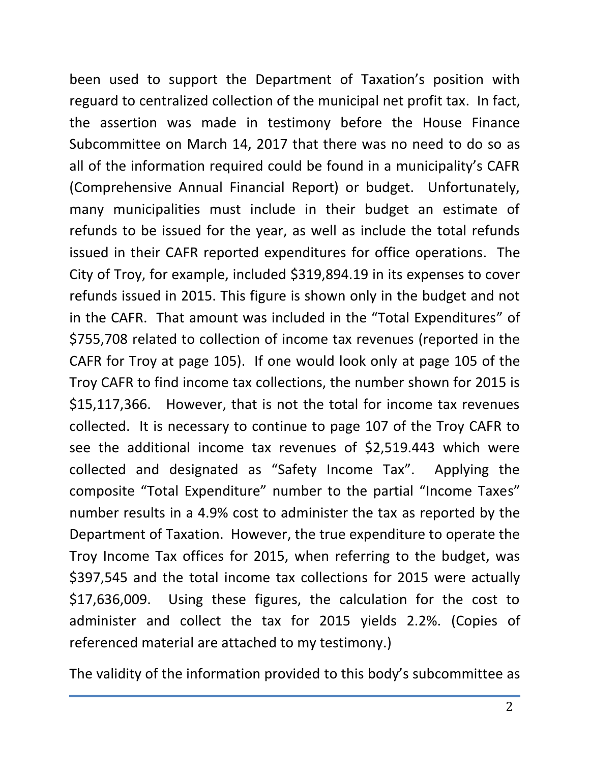been used to support the Department of Taxation's position with reguard to centralized collection of the municipal net profit tax. In fact, the assertion was made in testimony before the House Finance Subcommittee on March 14, 2017 that there was no need to do so as all of the information required could be found in a municipality's CAFR (Comprehensive Annual Financial Report) or budget. Unfortunately, many municipalities must include in their budget an estimate of refunds to be issued for the year, as well as include the total refunds issued in their CAFR reported expenditures for office operations. The City of Troy, for example, included $319,894.19 in its expenses to cover refunds issued in 2015. This figure is shown only in the budget and not in the CAFR. That amount was included in the "Total Expenditures" of $755,708 related to collection of income tax revenues (reported in the CAFR for Troy at page 105). If one would look only at page 105 of the Troy CAFR to find income tax collections, the number shown for 2015 is $15,117,366. However, that is not the total for income tax revenues collected. It is necessary to continue to page 107 of the Troy CAFR to see the additional income tax revenues of $2,519.443 which were collected and designated as "Safety Income Tax". Applying the composite "Total Expenditure" number to the partial "Income Taxes" number results in a 4.9% cost to administer the tax as reported by the Department of Taxation. However, the true expenditure to operate the Troy Income Tax offices for 2015, when referring to the budget, was $397,545 and the total income tax collections for 2015 were actually $17,636,009. Using these figures, the calculation for the cost to administer and collect the tax for 2015 yields 2.2%. (Copies of referenced material are attached to my testimony.)

The validity of the information provided to this body's subcommittee as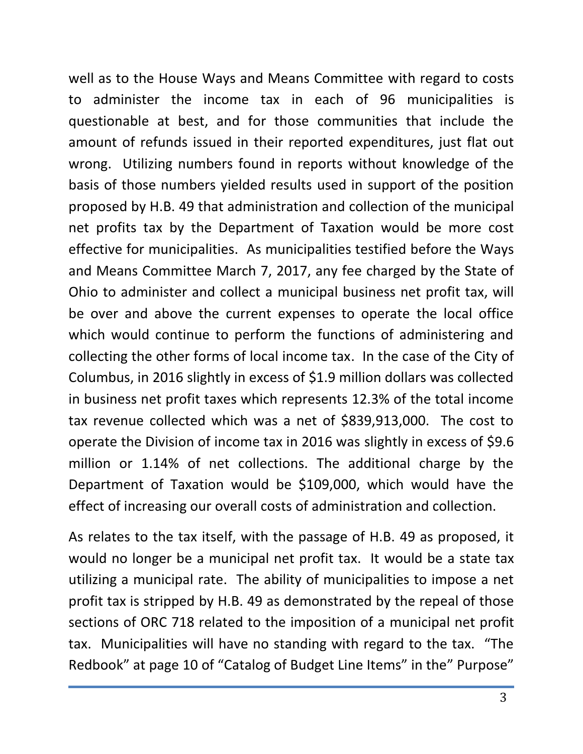well as to the House Ways and Means Committee with regard to costs to administer the income tax in each of 96 municipalities is questionable at best, and for those communities that include the amount of refunds issued in their reported expenditures, just flat out wrong. Utilizing numbers found in reports without knowledge of the basis of those numbers yielded results used in support of the position proposed by H.B. 49 that administration and collection of the municipal net profits tax by the Department of Taxation would be more cost effective for municipalities. As municipalities testified before the Ways and Means Committee March 7, 2017, any fee charged by the State of Ohio to administer and collect a municipal business net profit tax, will be over and above the current expenses to operate the local office which would continue to perform the functions of administering and collecting the other forms of local income tax. In the case of the City of Columbus, in 2016 slightly in excess of $1.9 million dollars was collected in business net profit taxes which represents 12.3% of the total income tax revenue collected which was a net of $839,913,000. The cost to operate the Division of income tax in 2016 was slightly in excess of $9.6 million or 1.14% of net collections. The additional charge by the Department of Taxation would be $109,000, which would have the effect of increasing our overall costs of administration and collection.

As relates to the tax itself, with the passage of H.B. 49 as proposed, it would no longer be a municipal net profit tax. It would be a state tax utilizing a municipal rate. The ability of municipalities to impose a net profit tax is stripped by H.B. 49 as demonstrated by the repeal of those sections of ORC 718 related to the imposition of a municipal net profit tax. Municipalities will have no standing with regard to the tax. "The Redbook" at page 10 of "Catalog of Budget Line Items" in the" Purpose"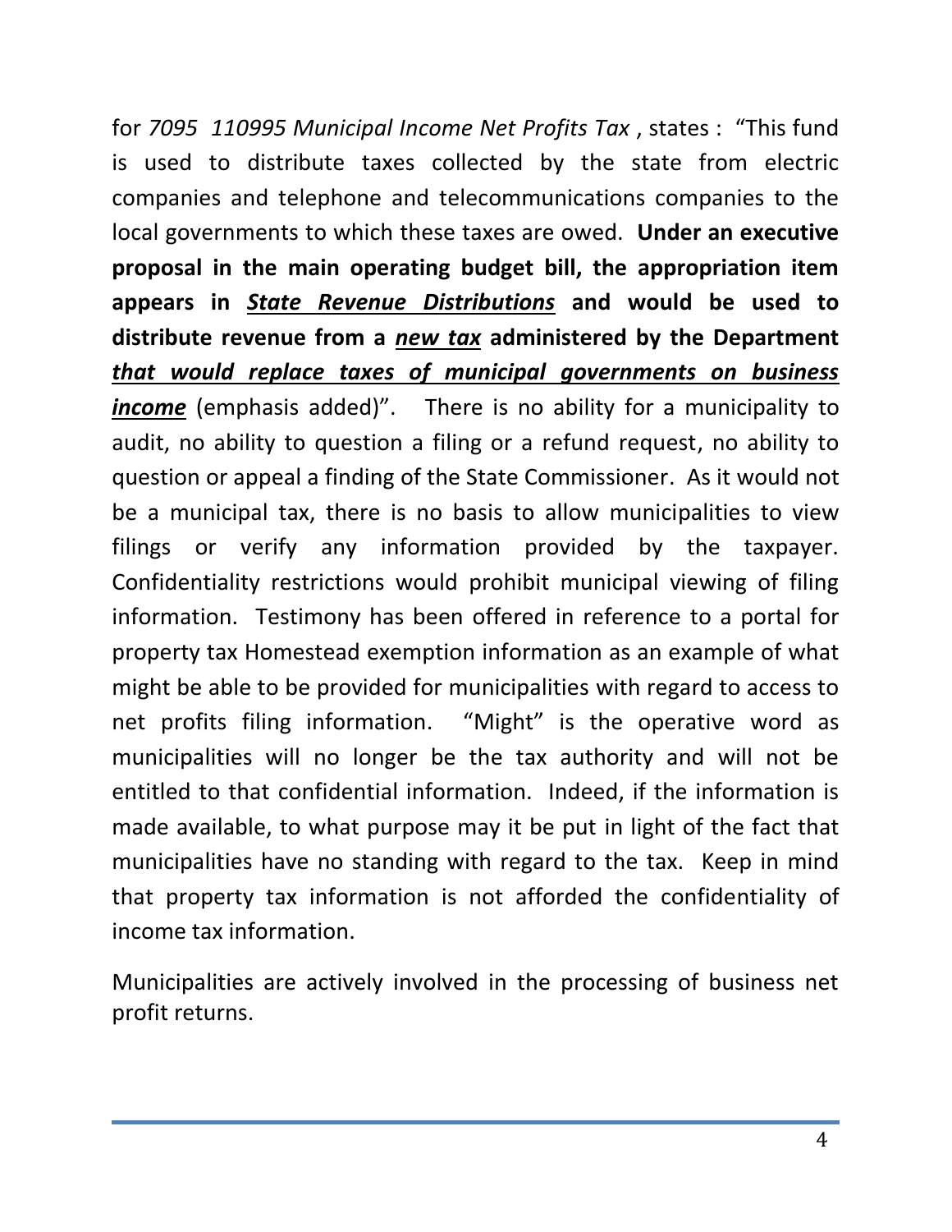for *7095 110995 Municipal Income Net Profits Tax* , states : "This fund is used to distribute taxes collected by the state from electric companies and telephone and telecommunications companies to the local governments to which these taxes are owed. **Under an executive proposal in the main operating budget bill, the appropriation item appears in *<u>State Revenue Distributions</u>* and would be used to distribute revenue from a *<u>new tax</u>* administered by the Department *<u>that would replace taxes of municipal governments on business income</u>*** (emphasis added)". There is no ability for a municipality to audit, no ability to question a filing or a refund request, no ability to question or appeal a finding of the State Commissioner. As it would not be a municipal tax, there is no basis to allow municipalities to view filings or verify any information provided by the taxpayer. Confidentiality restrictions would prohibit municipal viewing of filing information. Testimony has been offered in reference to a portal for property tax Homestead exemption information as an example of what might be able to be provided for municipalities with regard to access to net profits filing information. "Might" is the operative word as municipalities will no longer be the tax authority and will not be entitled to that confidential information. Indeed, if the information is made available, to what purpose may it be put in light of the fact that municipalities have no standing with regard to the tax. Keep in mind that property tax information is not afforded the confidentiality of income tax information.

Municipalities are actively involved in the processing of business net profit returns.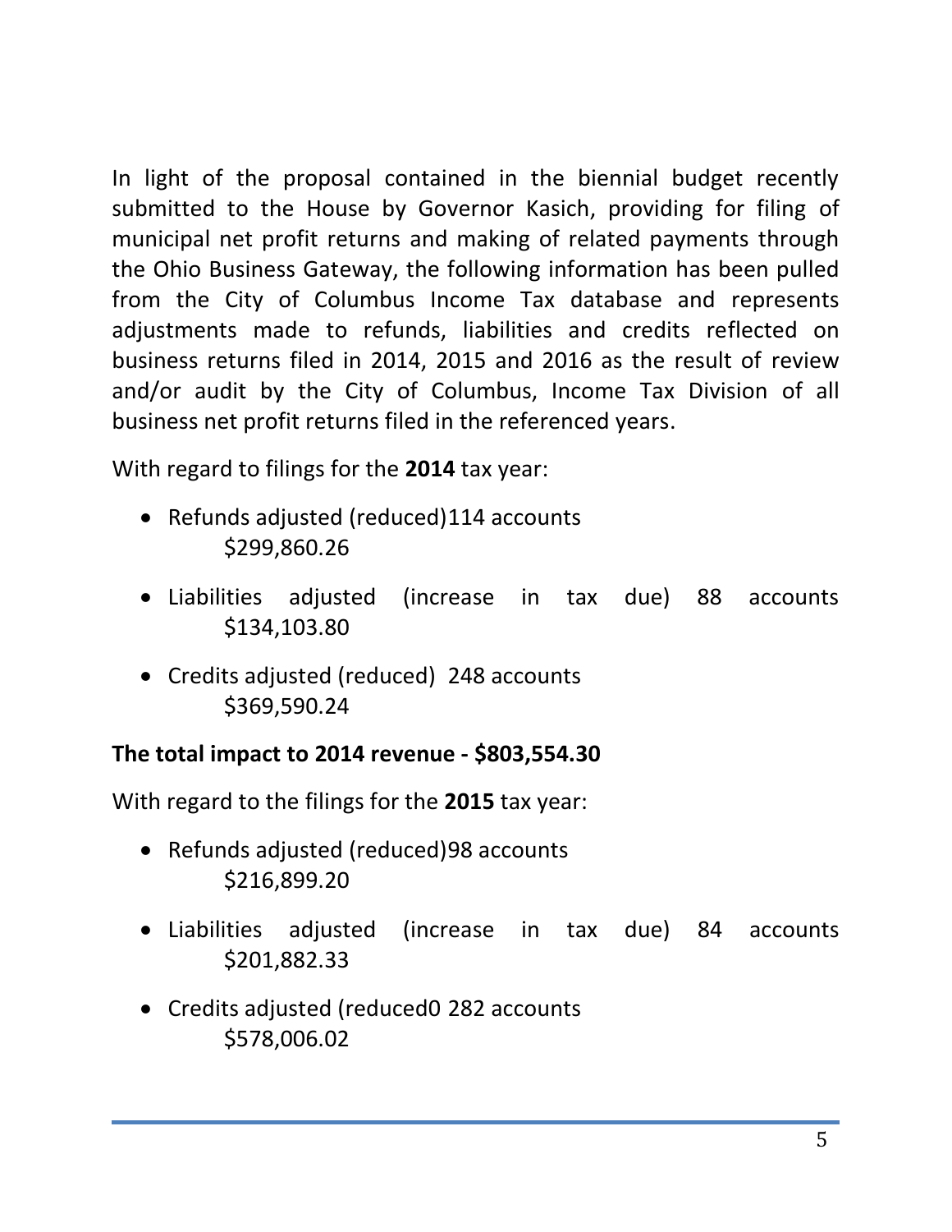In light of the proposal contained in the biennial budget recently submitted to the House by Governor Kasich, providing for filing of municipal net profit returns and making of related payments through the Ohio Business Gateway, the following information has been pulled from the City of Columbus Income Tax database and represents adjustments made to refunds, liabilities and credits reflected on business returns filed in 2014, 2015 and 2016 as the result of review and/or audit by the City of Columbus, Income Tax Division of all business net profit returns filed in the referenced years.

With regard to filings for the **2014** tax year:

- Refunds adjusted (reduced)114 accounts
  $299,860.26
- Liabilities adjusted (increase in tax due) 88 accounts
  $134,103.80
- Credits adjusted (reduced) 248 accounts
  $369,590.24

**The total impact to 2014 revenue - $803,554.30**

With regard to the filings for the **2015** tax year:

- Refunds adjusted (reduced)98 accounts
  $216,899.20
- Liabilities adjusted (increase in tax due) 84 accounts
  $201,882.33
- Credits adjusted (reduced0 282 accounts
  $578,006.02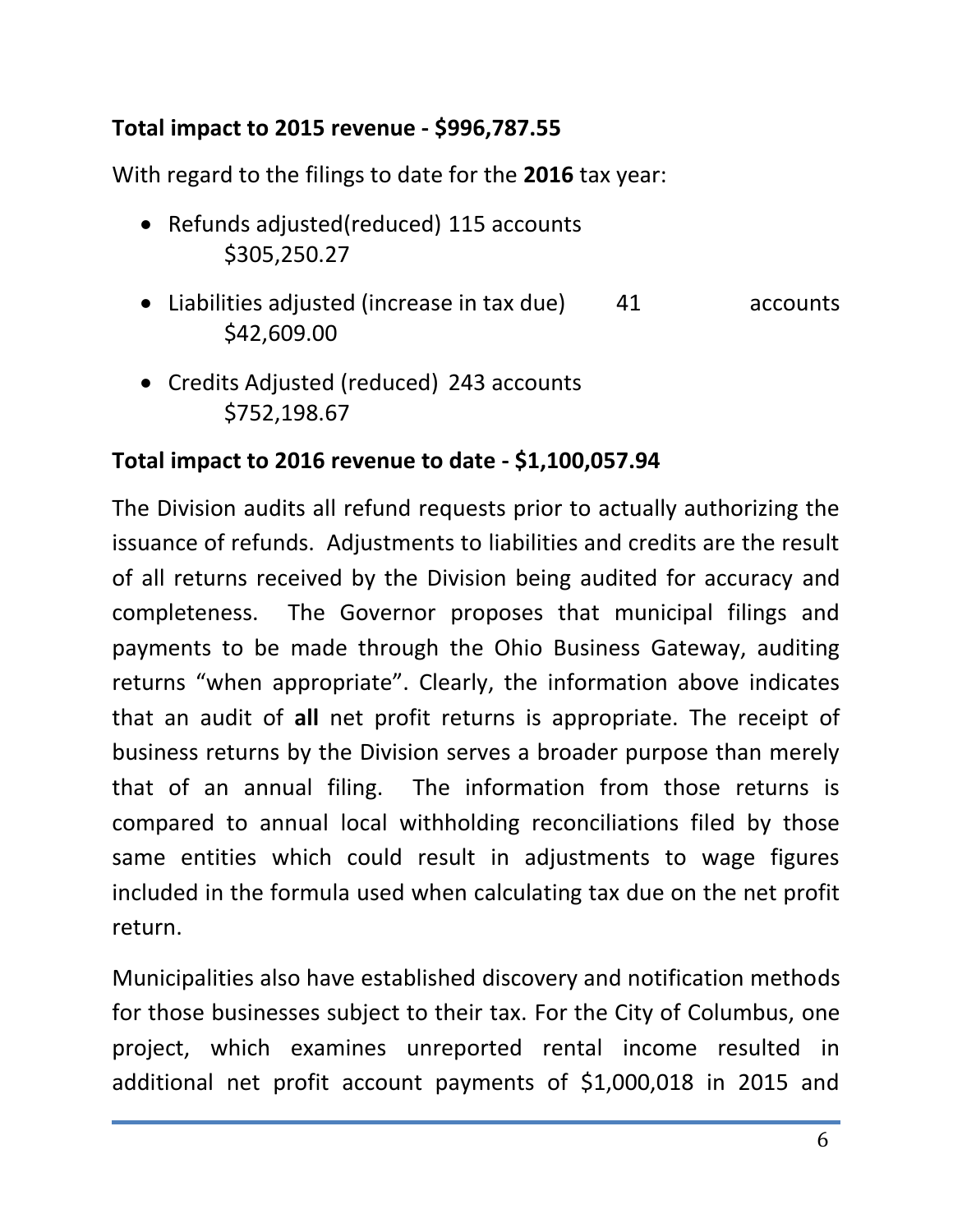**Total impact to 2015 revenue - $996,787.55**

With regard to the filings to date for the **2016** tax year:

- Refunds adjusted(reduced) 115 accounts $305,250.27
- Liabilities adjusted (increase in tax due) 41 accounts $42,609.00
- Credits Adjusted (reduced) 243 accounts $752,198.67

**Total impact to 2016 revenue to date - $1,100,057.94**

The Division audits all refund requests prior to actually authorizing the issuance of refunds. Adjustments to liabilities and credits are the result of all returns received by the Division being audited for accuracy and completeness. The Governor proposes that municipal filings and payments to be made through the Ohio Business Gateway, auditing returns "when appropriate". Clearly, the information above indicates that an audit of **all** net profit returns is appropriate. The receipt of business returns by the Division serves a broader purpose than merely that of an annual filing. The information from those returns is compared to annual local withholding reconciliations filed by those same entities which could result in adjustments to wage figures included in the formula used when calculating tax due on the net profit return.

Municipalities also have established discovery and notification methods for those businesses subject to their tax. For the City of Columbus, one project, which examines unreported rental income resulted in additional net profit account payments of $1,000,018 in 2015 and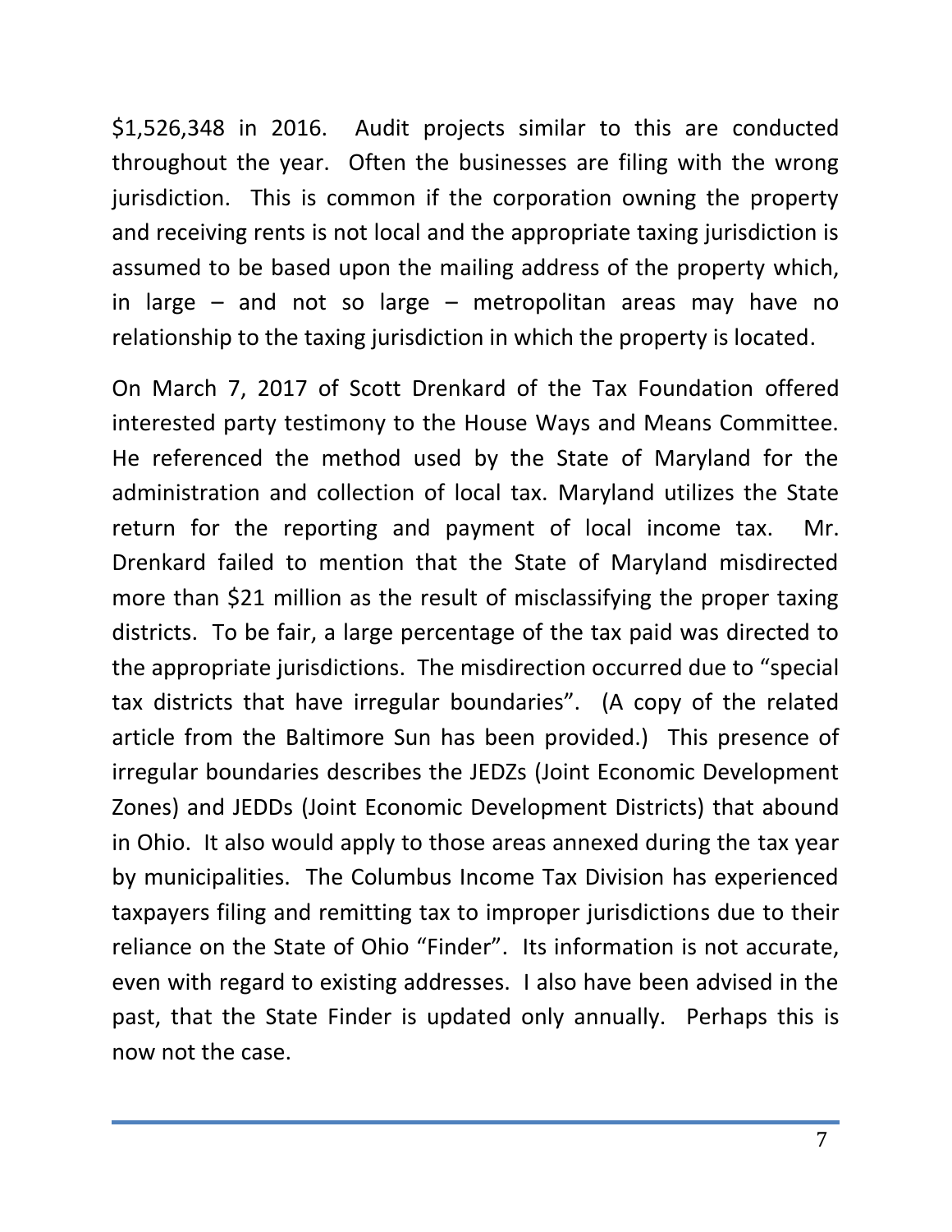$1,526,348 in 2016. Audit projects similar to this are conducted throughout the year. Often the businesses are filing with the wrong jurisdiction. This is common if the corporation owning the property and receiving rents is not local and the appropriate taxing jurisdiction is assumed to be based upon the mailing address of the property which, in large – and not so large – metropolitan areas may have no relationship to the taxing jurisdiction in which the property is located.

On March 7, 2017 of Scott Drenkard of the Tax Foundation offered interested party testimony to the House Ways and Means Committee. He referenced the method used by the State of Maryland for the administration and collection of local tax. Maryland utilizes the State return for the reporting and payment of local income tax. Mr. Drenkard failed to mention that the State of Maryland misdirected more than $21 million as the result of misclassifying the proper taxing districts. To be fair, a large percentage of the tax paid was directed to the appropriate jurisdictions. The misdirection occurred due to "special tax districts that have irregular boundaries". (A copy of the related article from the Baltimore Sun has been provided.) This presence of irregular boundaries describes the JEDZs (Joint Economic Development Zones) and JEDDs (Joint Economic Development Districts) that abound in Ohio. It also would apply to those areas annexed during the tax year by municipalities. The Columbus Income Tax Division has experienced taxpayers filing and remitting tax to improper jurisdictions due to their reliance on the State of Ohio "Finder". Its information is not accurate, even with regard to existing addresses. I also have been advised in the past, that the State Finder is updated only annually. Perhaps this is now not the case.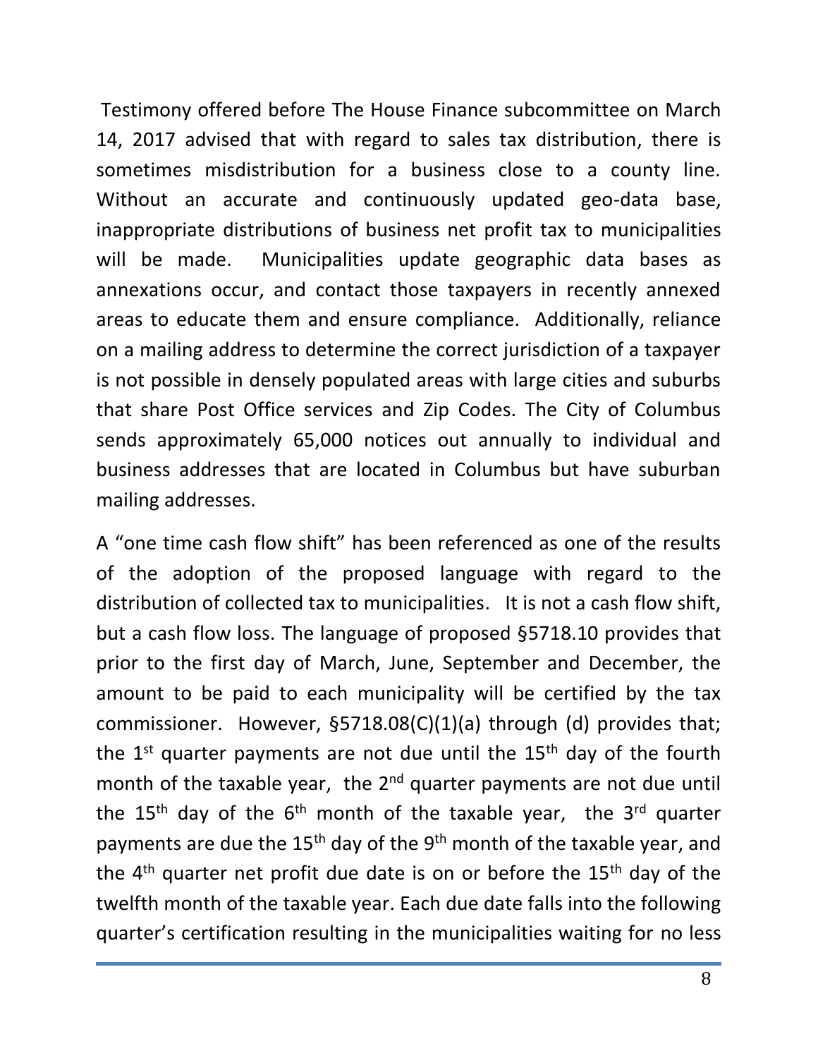Testimony offered before The House Finance subcommittee on March 14, 2017 advised that with regard to sales tax distribution, there is sometimes misdistribution for a business close to a county line. Without an accurate and continuously updated geo-data base, inappropriate distributions of business net profit tax to municipalities will be made. Municipalities update geographic data bases as annexations occur, and contact those taxpayers in recently annexed areas to educate them and ensure compliance. Additionally, reliance on a mailing address to determine the correct jurisdiction of a taxpayer is not possible in densely populated areas with large cities and suburbs that share Post Office services and Zip Codes. The City of Columbus sends approximately 65,000 notices out annually to individual and business addresses that are located in Columbus but have suburban mailing addresses.

A "one time cash flow shift" has been referenced as one of the results of the adoption of the proposed language with regard to the distribution of collected tax to municipalities. It is not a cash flow shift, but a cash flow loss. The language of proposed §5718.10 provides that prior to the first day of March, June, September and December, the amount to be paid to each municipality will be certified by the tax commissioner. However, §5718.08(C)(1)(a) through (d) provides that; the 1st quarter payments are not due until the 15th day of the fourth month of the taxable year, the 2nd quarter payments are not due until the 15th day of the 6th month of the taxable year, the 3rd quarter payments are due the 15th day of the 9th month of the taxable year, and the 4th quarter net profit due date is on or before the 15th day of the twelfth month of the taxable year. Each due date falls into the following quarter's certification resulting in the municipalities waiting for no less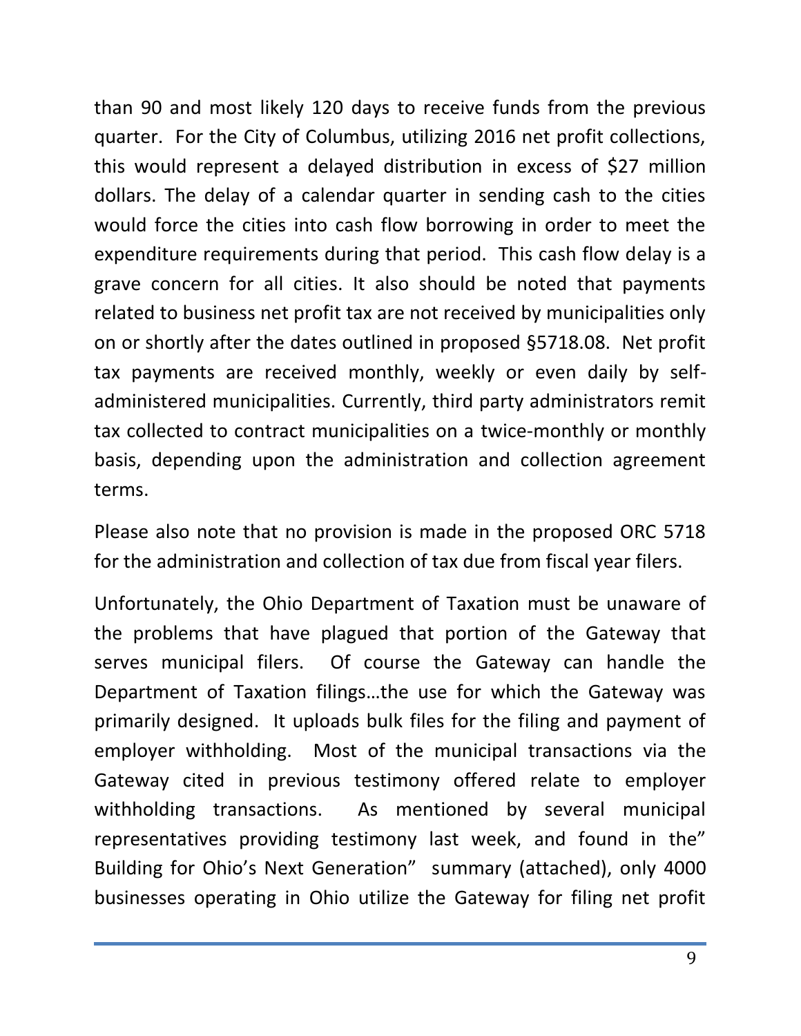than 90 and most likely 120 days to receive funds from the previous quarter. For the City of Columbus, utilizing 2016 net profit collections, this would represent a delayed distribution in excess of $27 million dollars. The delay of a calendar quarter in sending cash to the cities would force the cities into cash flow borrowing in order to meet the expenditure requirements during that period. This cash flow delay is a grave concern for all cities. It also should be noted that payments related to business net profit tax are not received by municipalities only on or shortly after the dates outlined in proposed §5718.08. Net profit tax payments are received monthly, weekly or even daily by self-administered municipalities. Currently, third party administrators remit tax collected to contract municipalities on a twice-monthly or monthly basis, depending upon the administration and collection agreement terms.

Please also note that no provision is made in the proposed ORC 5718 for the administration and collection of tax due from fiscal year filers.

Unfortunately, the Ohio Department of Taxation must be unaware of the problems that have plagued that portion of the Gateway that serves municipal filers. Of course the Gateway can handle the Department of Taxation filings…the use for which the Gateway was primarily designed. It uploads bulk files for the filing and payment of employer withholding. Most of the municipal transactions via the Gateway cited in previous testimony offered relate to employer withholding transactions. As mentioned by several municipal representatives providing testimony last week, and found in the" Building for Ohio's Next Generation" summary (attached), only 4000 businesses operating in Ohio utilize the Gateway for filing net profit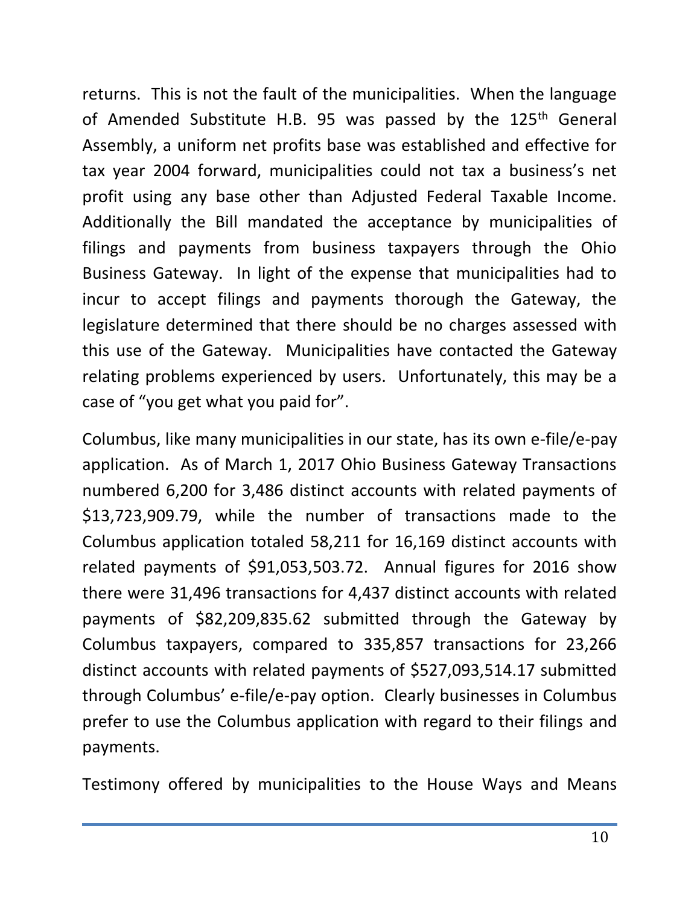returns. This is not the fault of the municipalities. When the language of Amended Substitute H.B. 95 was passed by the 125th General Assembly, a uniform net profits base was established and effective for tax year 2004 forward, municipalities could not tax a business's net profit using any base other than Adjusted Federal Taxable Income. Additionally the Bill mandated the acceptance by municipalities of filings and payments from business taxpayers through the Ohio Business Gateway. In light of the expense that municipalities had to incur to accept filings and payments thorough the Gateway, the legislature determined that there should be no charges assessed with this use of the Gateway. Municipalities have contacted the Gateway relating problems experienced by users. Unfortunately, this may be a case of "you get what you paid for".

Columbus, like many municipalities in our state, has its own e-file/e-pay application. As of March 1, 2017 Ohio Business Gateway Transactions numbered 6,200 for 3,486 distinct accounts with related payments of $13,723,909.79, while the number of transactions made to the Columbus application totaled 58,211 for 16,169 distinct accounts with related payments of $91,053,503.72. Annual figures for 2016 show there were 31,496 transactions for 4,437 distinct accounts with related payments of $82,209,835.62 submitted through the Gateway by Columbus taxpayers, compared to 335,857 transactions for 23,266 distinct accounts with related payments of $527,093,514.17 submitted through Columbus' e-file/e-pay option. Clearly businesses in Columbus prefer to use the Columbus application with regard to their filings and payments.

Testimony offered by municipalities to the House Ways and Means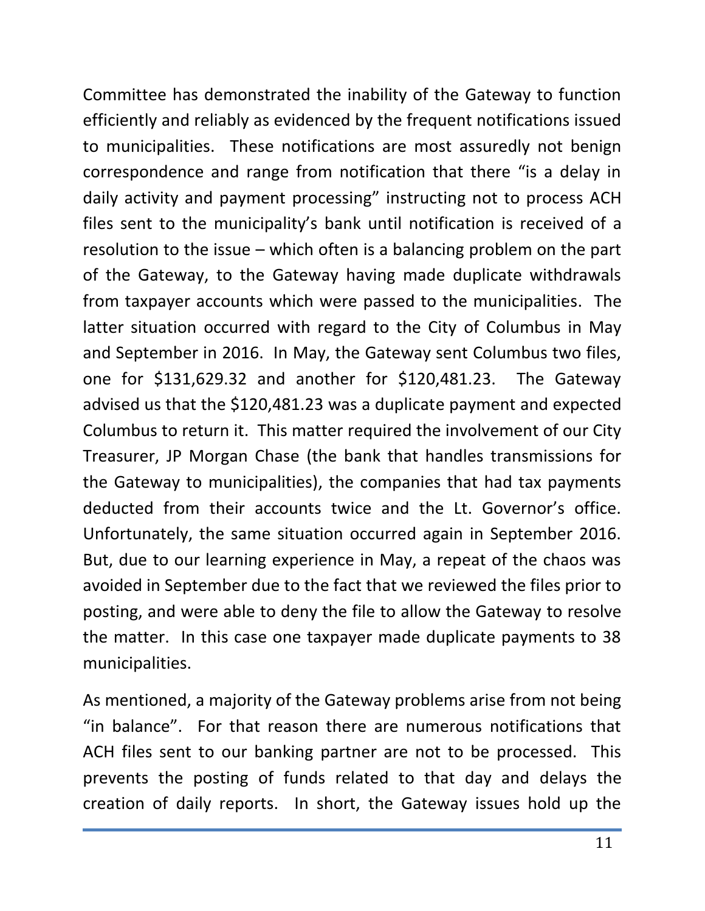Committee has demonstrated the inability of the Gateway to function efficiently and reliably as evidenced by the frequent notifications issued to municipalities. These notifications are most assuredly not benign correspondence and range from notification that there "is a delay in daily activity and payment processing" instructing not to process ACH files sent to the municipality's bank until notification is received of a resolution to the issue – which often is a balancing problem on the part of the Gateway, to the Gateway having made duplicate withdrawals from taxpayer accounts which were passed to the municipalities. The latter situation occurred with regard to the City of Columbus in May and September in 2016. In May, the Gateway sent Columbus two files, one for $131,629.32 and another for $120,481.23. The Gateway advised us that the $120,481.23 was a duplicate payment and expected Columbus to return it. This matter required the involvement of our City Treasurer, JP Morgan Chase (the bank that handles transmissions for the Gateway to municipalities), the companies that had tax payments deducted from their accounts twice and the Lt. Governor's office. Unfortunately, the same situation occurred again in September 2016. But, due to our learning experience in May, a repeat of the chaos was avoided in September due to the fact that we reviewed the files prior to posting, and were able to deny the file to allow the Gateway to resolve the matter. In this case one taxpayer made duplicate payments to 38 municipalities.

As mentioned, a majority of the Gateway problems arise from not being "in balance". For that reason there are numerous notifications that ACH files sent to our banking partner are not to be processed. This prevents the posting of funds related to that day and delays the creation of daily reports. In short, the Gateway issues hold up the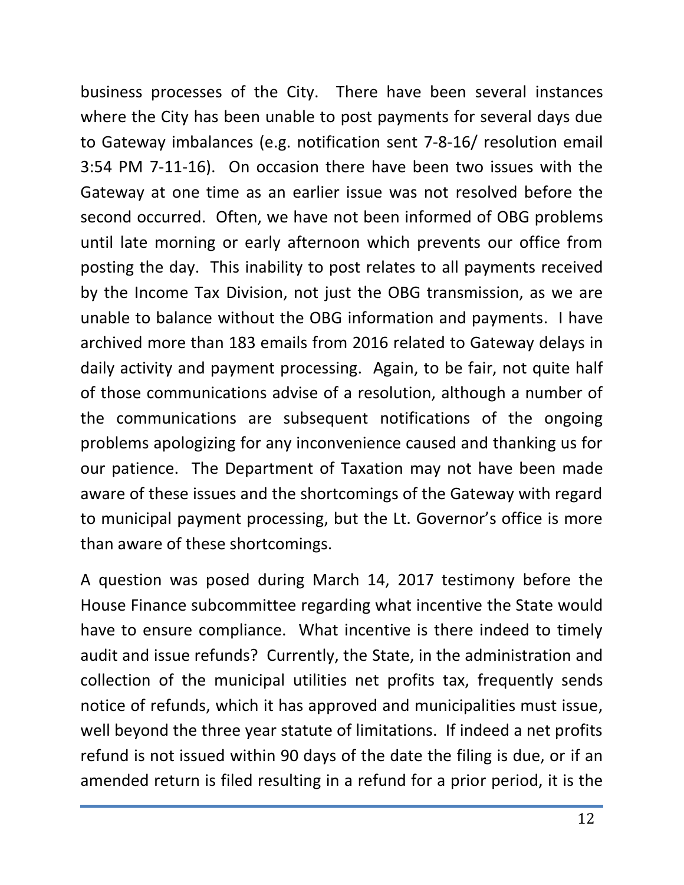business processes of the City. There have been several instances where the City has been unable to post payments for several days due to Gateway imbalances (e.g. notification sent 7-8-16/ resolution email 3:54 PM 7-11-16). On occasion there have been two issues with the Gateway at one time as an earlier issue was not resolved before the second occurred. Often, we have not been informed of OBG problems until late morning or early afternoon which prevents our office from posting the day. This inability to post relates to all payments received by the Income Tax Division, not just the OBG transmission, as we are unable to balance without the OBG information and payments. I have archived more than 183 emails from 2016 related to Gateway delays in daily activity and payment processing. Again, to be fair, not quite half of those communications advise of a resolution, although a number of the communications are subsequent notifications of the ongoing problems apologizing for any inconvenience caused and thanking us for our patience. The Department of Taxation may not have been made aware of these issues and the shortcomings of the Gateway with regard to municipal payment processing, but the Lt. Governor's office is more than aware of these shortcomings.

A question was posed during March 14, 2017 testimony before the House Finance subcommittee regarding what incentive the State would have to ensure compliance. What incentive is there indeed to timely audit and issue refunds? Currently, the State, in the administration and collection of the municipal utilities net profits tax, frequently sends notice of refunds, which it has approved and municipalities must issue, well beyond the three year statute of limitations. If indeed a net profits refund is not issued within 90 days of the date the filing is due, or if an amended return is filed resulting in a refund for a prior period, it is the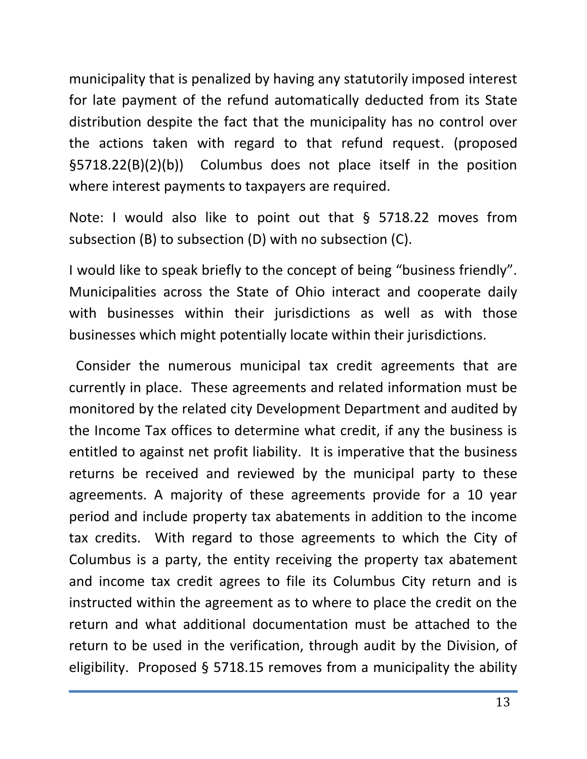municipality that is penalized by having any statutorily imposed interest for late payment of the refund automatically deducted from its State distribution despite the fact that the municipality has no control over the actions taken with regard to that refund request. (proposed §5718.22(B)(2)(b)) Columbus does not place itself in the position where interest payments to taxpayers are required.

Note: I would also like to point out that § 5718.22 moves from subsection (B) to subsection (D) with no subsection (C).

I would like to speak briefly to the concept of being "business friendly". Municipalities across the State of Ohio interact and cooperate daily with businesses within their jurisdictions as well as with those businesses which might potentially locate within their jurisdictions.

Consider the numerous municipal tax credit agreements that are currently in place. These agreements and related information must be monitored by the related city Development Department and audited by the Income Tax offices to determine what credit, if any the business is entitled to against net profit liability. It is imperative that the business returns be received and reviewed by the municipal party to these agreements. A majority of these agreements provide for a 10 year period and include property tax abatements in addition to the income tax credits. With regard to those agreements to which the City of Columbus is a party, the entity receiving the property tax abatement and income tax credit agrees to file its Columbus City return and is instructed within the agreement as to where to place the credit on the return and what additional documentation must be attached to the return to be used in the verification, through audit by the Division, of eligibility. Proposed § 5718.15 removes from a municipality the ability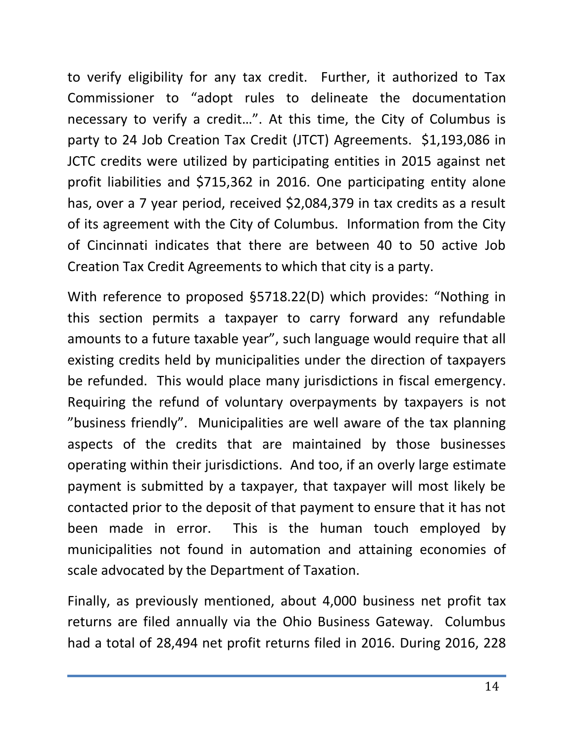to verify eligibility for any tax credit. Further, it authorized to Tax Commissioner to "adopt rules to delineate the documentation necessary to verify a credit…". At this time, the City of Columbus is party to 24 Job Creation Tax Credit (JTCT) Agreements. $1,193,086 in JCTC credits were utilized by participating entities in 2015 against net profit liabilities and $715,362 in 2016. One participating entity alone has, over a 7 year period, received $2,084,379 in tax credits as a result of its agreement with the City of Columbus. Information from the City of Cincinnati indicates that there are between 40 to 50 active Job Creation Tax Credit Agreements to which that city is a party.

With reference to proposed §5718.22(D) which provides: "Nothing in this section permits a taxpayer to carry forward any refundable amounts to a future taxable year", such language would require that all existing credits held by municipalities under the direction of taxpayers be refunded. This would place many jurisdictions in fiscal emergency. Requiring the refund of voluntary overpayments by taxpayers is not "business friendly". Municipalities are well aware of the tax planning aspects of the credits that are maintained by those businesses operating within their jurisdictions. And too, if an overly large estimate payment is submitted by a taxpayer, that taxpayer will most likely be contacted prior to the deposit of that payment to ensure that it has not been made in error. This is the human touch employed by municipalities not found in automation and attaining economies of scale advocated by the Department of Taxation.

Finally, as previously mentioned, about 4,000 business net profit tax returns are filed annually via the Ohio Business Gateway. Columbus had a total of 28,494 net profit returns filed in 2016. During 2016, 228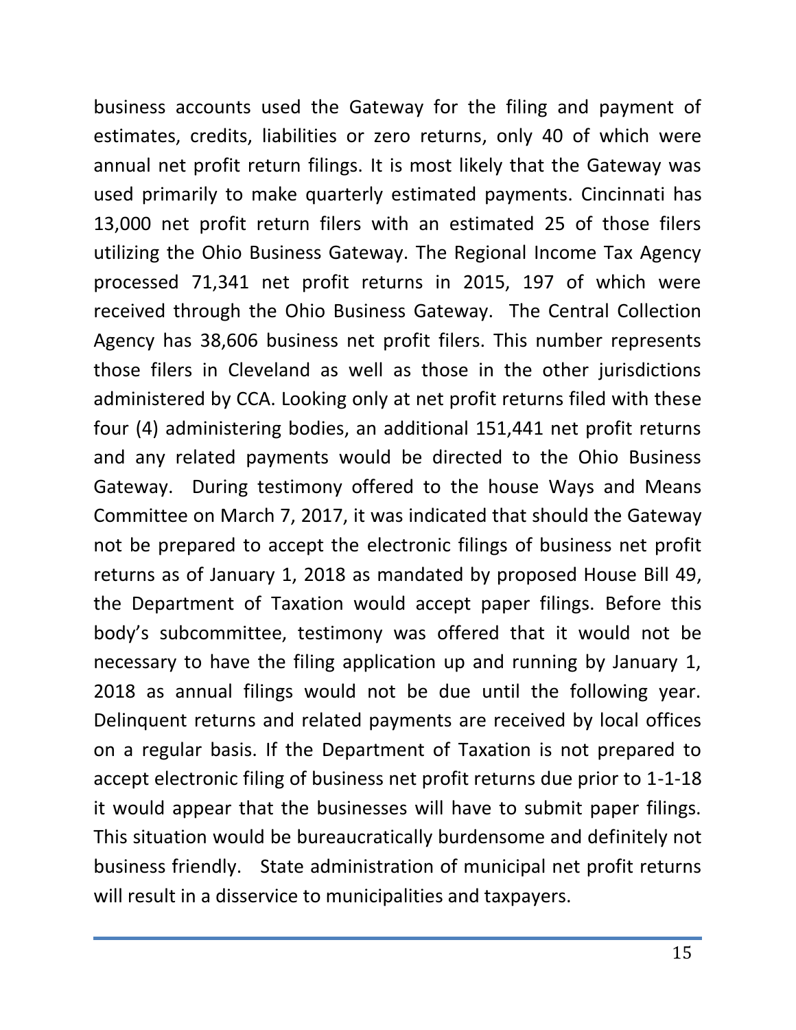business accounts used the Gateway for the filing and payment of estimates, credits, liabilities or zero returns, only 40 of which were annual net profit return filings. It is most likely that the Gateway was used primarily to make quarterly estimated payments. Cincinnati has 13,000 net profit return filers with an estimated 25 of those filers utilizing the Ohio Business Gateway. The Regional Income Tax Agency processed 71,341 net profit returns in 2015, 197 of which were received through the Ohio Business Gateway. The Central Collection Agency has 38,606 business net profit filers. This number represents those filers in Cleveland as well as those in the other jurisdictions administered by CCA. Looking only at net profit returns filed with these four (4) administering bodies, an additional 151,441 net profit returns and any related payments would be directed to the Ohio Business Gateway. During testimony offered to the house Ways and Means Committee on March 7, 2017, it was indicated that should the Gateway not be prepared to accept the electronic filings of business net profit returns as of January 1, 2018 as mandated by proposed House Bill 49, the Department of Taxation would accept paper filings. Before this body's subcommittee, testimony was offered that it would not be necessary to have the filing application up and running by January 1, 2018 as annual filings would not be due until the following year. Delinquent returns and related payments are received by local offices on a regular basis. If the Department of Taxation is not prepared to accept electronic filing of business net profit returns due prior to 1-1-18 it would appear that the businesses will have to submit paper filings. This situation would be bureaucratically burdensome and definitely not business friendly. State administration of municipal net profit returns will result in a disservice to municipalities and taxpayers.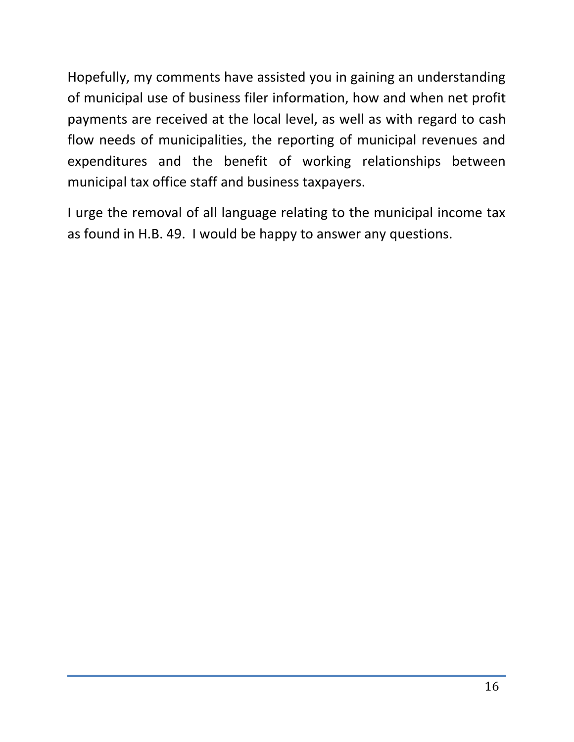Hopefully, my comments have assisted you in gaining an understanding of municipal use of business filer information, how and when net profit payments are received at the local level, as well as with regard to cash flow needs of municipalities, the reporting of municipal revenues and expenditures and the benefit of working relationships between municipal tax office staff and business taxpayers.

I urge the removal of all language relating to the municipal income tax as found in H.B. 49. I would be happy to answer any questions.